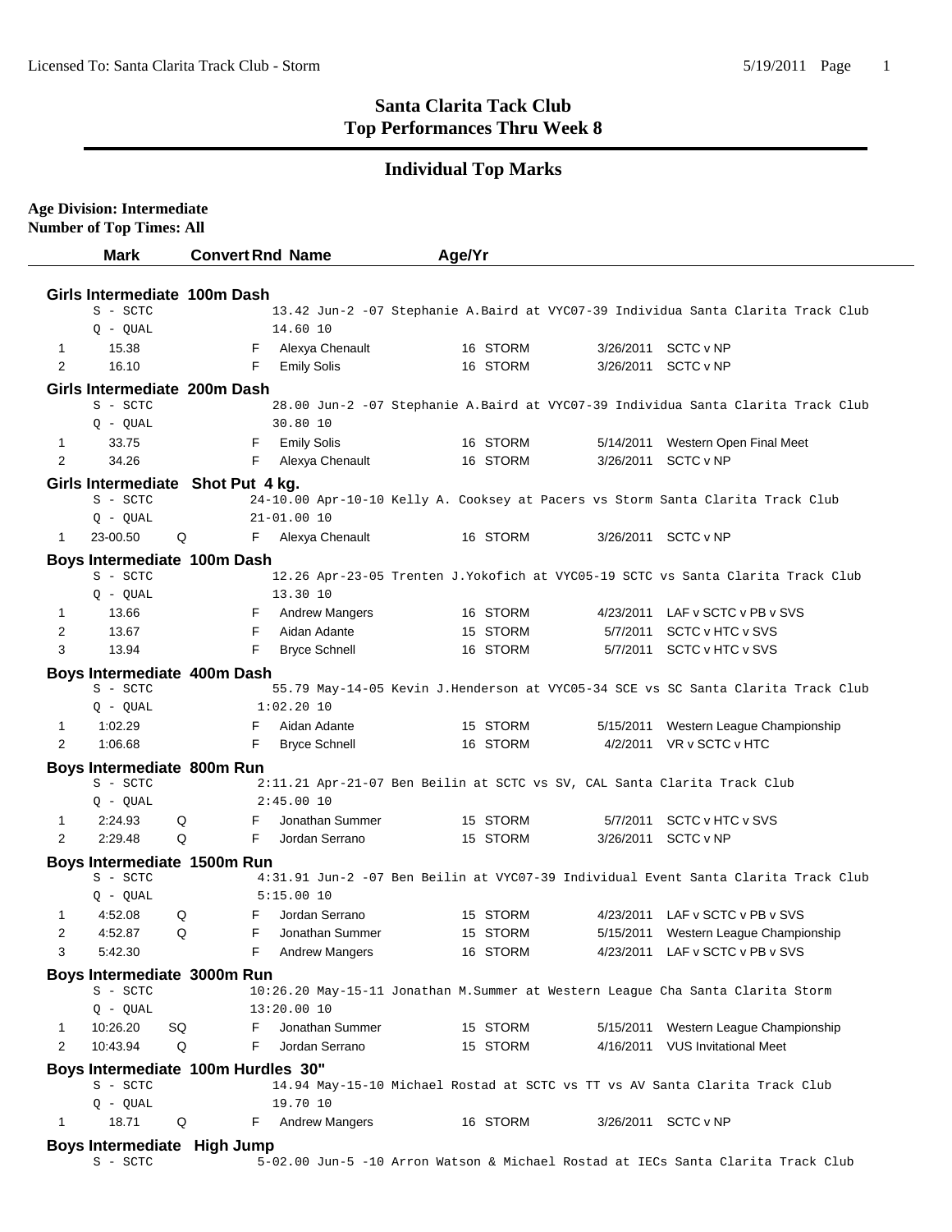# Santa Clarita Tack Club
## Top Performances Thru Week 8

## Individual Top Marks

**Age Division: Intermediate**
**Number of Top Times: All**

| | Mark | Convert | Rnd | Name | Age/Yr | | | |
|---|---|---|---|---|---|---|---|---|
| **Girls Intermediate 100m Dash** | | | | | | | | |
| | S - SCTC | | | 13.42 Jun-2 -07 Stephanie A.Baird at VYC07-39 Individua Santa Clarita Track Club | | | | |
| | Q - QUAL | | | 14.60 10 | | | | |
| 1 | 15.38 | | F | Alexya Chenault | 16 | STORM | 3/26/2011 | SCTC v NP |
| 2 | 16.10 | | F | Emily Solis | 16 | STORM | 3/26/2011 | SCTC v NP |
| **Girls Intermediate 200m Dash** | | | | | | | | |
| | S - SCTC | | | 28.00 Jun-2 -07 Stephanie A.Baird at VYC07-39 Individua Santa Clarita Track Club | | | | |
| | Q - QUAL | | | 30.80 10 | | | | |
| 1 | 33.75 | | F | Emily Solis | 16 | STORM | 5/14/2011 | Western Open Final Meet |
| 2 | 34.26 | | F | Alexya Chenault | 16 | STORM | 3/26/2011 | SCTC v NP |
| **Girls Intermediate Shot Put 4 kg.** | | | | | | | | |
| | S - SCTC | | | 24-10.00 Apr-10-10 Kelly A. Cooksey at Pacers vs Storm Santa Clarita Track Club | | | | |
| | Q - QUAL | | | 21-01.00 10 | | | | |
| 1 | 23-00.50 | Q | F | Alexya Chenault | 16 | STORM | 3/26/2011 | SCTC v NP |
| **Boys Intermediate 100m Dash** | | | | | | | | |
| | S - SCTC | | | 12.26 Apr-23-05 Trenten J.Yokofich at VYC05-19 SCTC vs Santa Clarita Track Club | | | | |
| | Q - QUAL | | | 13.30 10 | | | | |
| 1 | 13.66 | | F | Andrew Mangers | 16 | STORM | 4/23/2011 | LAF v SCTC v PB v SVS |
| 2 | 13.67 | | F | Aidan Adante | 15 | STORM | 5/7/2011 | SCTC v HTC v SVS |
| 3 | 13.94 | | F | Bryce Schnell | 16 | STORM | 5/7/2011 | SCTC v HTC v SVS |
| **Boys Intermediate 400m Dash** | | | | | | | | |
| | S - SCTC | | | 55.79 May-14-05 Kevin J.Henderson at VYC05-34 SCE vs SC Santa Clarita Track Club | | | | |
| | Q - QUAL | | | 1:02.20 10 | | | | |
| 1 | 1:02.29 | | F | Aidan Adante | 15 | STORM | 5/15/2011 | Western League Championship |
| 2 | 1:06.68 | | F | Bryce Schnell | 16 | STORM | 4/2/2011 | VR v SCTC v HTC |
| **Boys Intermediate 800m Run** | | | | | | | | |
| | S - SCTC | | | 2:11.21 Apr-21-07 Ben Beilin at SCTC vs SV, CAL Santa Clarita Track Club | | | | |
| | Q - QUAL | | | 2:45.00 10 | | | | |
| 1 | 2:24.93 | Q | F | Jonathan Summer | 15 | STORM | 5/7/2011 | SCTC v HTC v SVS |
| 2 | 2:29.48 | Q | F | Jordan Serrano | 15 | STORM | 3/26/2011 | SCTC v NP |
| **Boys Intermediate 1500m Run** | | | | | | | | |
| | S - SCTC | | | 4:31.91 Jun-2 -07 Ben Beilin at VYC07-39 Individual Event Santa Clarita Track Club | | | | |
| | Q - QUAL | | | 5:15.00 10 | | | | |
| 1 | 4:52.08 | Q | F | Jordan Serrano | 15 | STORM | 4/23/2011 | LAF v SCTC v PB v SVS |
| 2 | 4:52.87 | Q | F | Jonathan Summer | 15 | STORM | 5/15/2011 | Western League Championship |
| 3 | 5:42.30 | | F | Andrew Mangers | 16 | STORM | 4/23/2011 | LAF v SCTC v PB v SVS |
| **Boys Intermediate 3000m Run** | | | | | | | | |
| | S - SCTC | | | 10:26.20 May-15-11 Jonathan M.Summer at Western League Cha Santa Clarita Storm | | | | |
| | Q - QUAL | | | 13:20.00 10 | | | | |
| 1 | 10:26.20 | SQ | F | Jonathan Summer | 15 | STORM | 5/15/2011 | Western League Championship |
| 2 | 10:43.94 | Q | F | Jordan Serrano | 15 | STORM | 4/16/2011 | VUS Invitational Meet |
| **Boys Intermediate 100m Hurdles 30"** | | | | | | | | |
| | S - SCTC | | | 14.94 May-15-10 Michael Rostad at SCTC vs TT vs AV Santa Clarita Track Club | | | | |
| | Q - QUAL | | | 19.70 10 | | | | |
| 1 | 18.71 | Q | F | Andrew Mangers | 16 | STORM | 3/26/2011 | SCTC v NP |
| **Boys Intermediate High Jump** | | | | | | | | |
| | S - SCTC | | | 5-02.00 Jun-5 -10 Arron Watson & Michael Rostad at IECs Santa Clarita Track Club | | | | |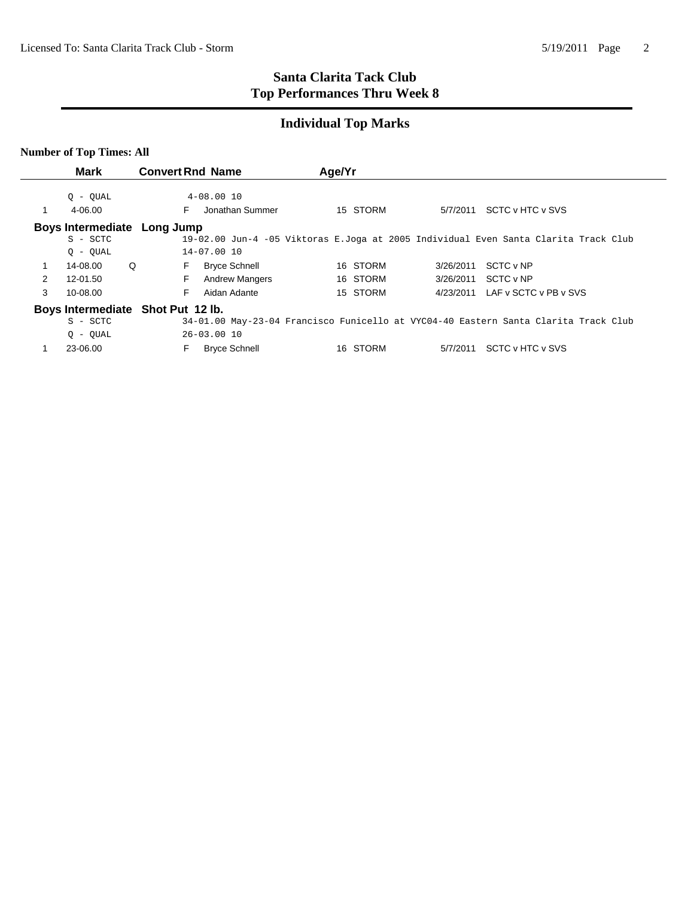## Santa Clarita Tack Club
## Top Performances Thru Week 8

### Individual Top Marks

**Number of Top Times: All**

| | Mark | Convert | Rnd | Name | Age/Yr | | | |
|---|---|---|---|---|---|---|---|---|
| | Q - QUAL | | 4-08.00 10 | | | | | |
| 1 | 4-06.00 | | F | Jonathan Summer | 15 | STORM | 5/7/2011 | SCTC v HTC v SVS |

**Boys Intermediate Long Jump**

S - SCTC 19-02.00 Jun-4 -05 Viktoras E.Joga at 2005 Individual Even Santa Clarita Track Club

Q - QUAL 14-07.00 10

| | Mark | Convert | Rnd | Name | Age/Yr | | | |
|---|---|---|---|---|---|---|---|---|
| 1 | 14-08.00 | Q | F | Bryce Schnell | 16 | STORM | 3/26/2011 | SCTC v NP |
| 2 | 12-01.50 | | F | Andrew Mangers | 16 | STORM | 3/26/2011 | SCTC v NP |
| 3 | 10-08.00 | | F | Aidan Adante | 15 | STORM | 4/23/2011 | LAF v SCTC v PB v SVS |

**Boys Intermediate Shot Put 12 lb.**

S - SCTC 34-01.00 May-23-04 Francisco Funicello at VYC04-40 Eastern Santa Clarita Track Club

Q - QUAL 26-03.00 10

| | Mark | Convert | Rnd | Name | Age/Yr | | | |
|---|---|---|---|---|---|---|---|---|
| 1 | 23-06.00 | | F | Bryce Schnell | 16 | STORM | 5/7/2011 | SCTC v HTC v SVS |